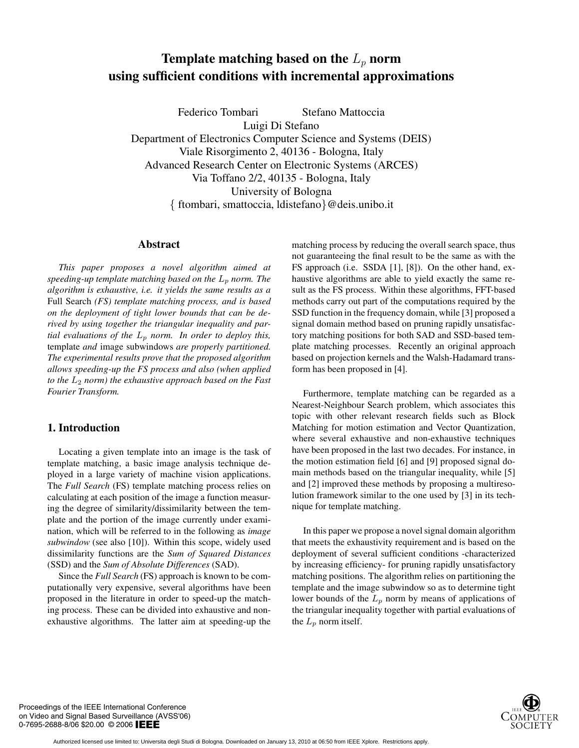# Template matching based on the $L_p$ norm using sufficient conditions with incremental approximations

Federico Tombari Stefano Mattoccia
Luigi Di Stefano
Department of Electronics Computer Science and Systems (DEIS)
Viale Risorgimento 2, 40136 - Bologna, Italy
Advanced Research Center on Electronic Systems (ARCES)
Via Toffano 2/2, 40135 - Bologna, Italy
University of Bologna
{ ftombari, smattoccia, ldistefano}@deis.unibo.it

## Abstract

*This paper proposes a novel algorithm aimed at speeding-up template matching based on the $L_p$ norm. The algorithm is exhaustive, i.e. it yields the same results as a* Full Search *(FS) template matching process, and is based on the deployment of tight lower bounds that can be derived by using together the triangular inequality and partial evaluations of the $L_p$ norm. In order to deploy this,* template *and* image subwindows *are properly partitioned. The experimental results prove that the proposed algorithm allows speeding-up the FS process and also (when applied to the $L_2$ norm) the exhaustive approach based on the Fast Fourier Transform.*

## 1. Introduction

Locating a given template into an image is the task of template matching, a basic image analysis technique deployed in a large variety of machine vision applications. The *Full Search* (FS) template matching process relies on calculating at each position of the image a function measuring the degree of similarity/dissimilarity between the template and the portion of the image currently under examination, which will be referred to in the following as *image subwindow* (see also [10]). Within this scope, widely used dissimilarity functions are the *Sum of Squared Distances* (SSD) and the *Sum of Absolute Differences* (SAD).

Since the *Full Search* (FS) approach is known to be computationally very expensive, several algorithms have been proposed in the literature in order to speed-up the matching process. These can be divided into exhaustive and non-exhaustive algorithms. The latter aim at speeding-up the matching process by reducing the overall search space, thus not guaranteeing the final result to be the same as with the FS approach (i.e. SSDA [1], [8]). On the other hand, exhaustive algorithms are able to yield exactly the same result as the FS process. Within these algorithms, FFT-based methods carry out part of the computations required by the SSD function in the frequency domain, while [3] proposed a signal domain method based on pruning rapidly unsatisfactory matching positions for both SAD and SSD-based template matching processes. Recently an original approach based on projection kernels and the Walsh-Hadamard transform has been proposed in [4].

Furthermore, template matching can be regarded as a Nearest-Neighbour Search problem, which associates this topic with other relevant research fields such as Block Matching for motion estimation and Vector Quantization, where several exhaustive and non-exhaustive techniques have been proposed in the last two decades. For instance, in the motion estimation field [6] and [9] proposed signal domain methods based on the triangular inequality, while [5] and [2] improved these methods by proposing a multiresolution framework similar to the one used by [3] in its technique for template matching.

In this paper we propose a novel signal domain algorithm that meets the exhaustivity requirement and is based on the deployment of several sufficient conditions -characterized by increasing efficiency- for pruning rapidly unsatisfactory matching positions. The algorithm relies on partitioning the template and the image subwindow so as to determine tight lower bounds of the $L_p$ norm by means of applications of the triangular inequality together with partial evaluations of the $L_p$ norm itself.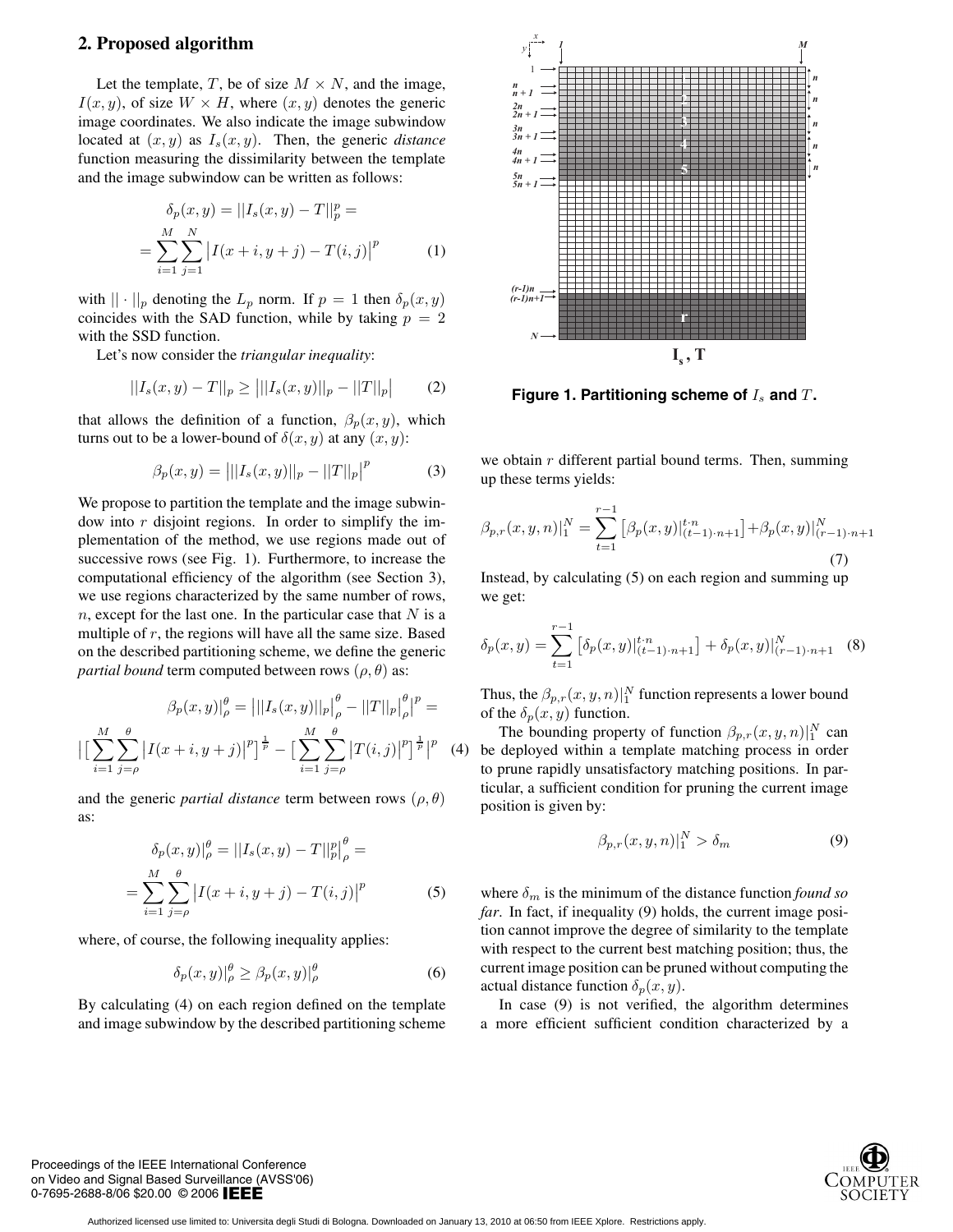## 2. Proposed algorithm

Let the template, $T$, be of size $M \times N$, and the image, $I(x, y)$, of size $W \times H$, where $(x, y)$ denotes the generic image coordinates. We also indicate the image subwindow located at $(x, y)$ as $I_s(x, y)$. Then, the generic *distance* function measuring the dissimilarity between the template and the image subwindow can be written as follows:

$$\delta_p(x,y) = ||I_s(x,y) - T||_p^p = \\ = \sum_{i=1}^{M}\sum_{j=1}^{N}\big|I(x+i,y+j) - T(i,j)\big|^p \quad (1)$$

with $||\cdot||_p$ denoting the $L_p$ norm. If $p = 1$ then $\delta_p(x, y)$ coincides with the SAD function, while by taking $p = 2$ with the SSD function.

Let's now consider the *triangular inequality*:

$$||I_s(x,y) - T||_p \geq \big|||I_s(x,y)||_p - ||T||_p\big| \quad (2)$$

that allows the definition of a function, $\beta_p(x, y)$, which turns out to be a lower-bound of $\delta(x, y)$ at any $(x, y)$:

$$\beta_p(x,y) = \big|||I_s(x,y)||_p - ||T||_p\big|^p \quad (3)$$

We propose to partition the template and the image subwindow into $r$ disjoint regions. In order to simplify the implementation of the method, we use regions made out of successive rows (see Fig. 1). Furthermore, to increase the computational efficiency of the algorithm (see Section 3), we use regions characterized by the same number of rows, $n$, except for the last one. In the particular case that $N$ is a multiple of $r$, the regions will have all the same size. Based on the described partitioning scheme, we define the generic *partial bound* term computed between rows $(\rho, \theta)$ as:

$$\beta_p(x,y)|_\rho^\theta = \big|||I_s(x,y)||_p\big|_\rho^\theta - ||T||_p\big|_\rho^\theta\big|^p = \\ \big|\big[\sum_{i=1}^{M}\sum_{j=\rho}^{\theta}\big|I(x+i,y+j)\big|^p\big]^{\frac{1}{p}} - \big[\sum_{i=1}^{M}\sum_{j=\rho}^{\theta}\big|T(i,j)\big|^p\big]^{\frac{1}{p}}\big|^p \quad (4)$$

and the generic *partial distance* term between rows $(\rho, \theta)$ as:

$$\delta_p(x,y)|_\rho^\theta = ||I_s(x,y) - T||_p^p\big|_\rho^\theta = \\ = \sum_{i=1}^{M}\sum_{j=\rho}^{\theta}\big|I(x+i,y+j) - T(i,j)\big|^p \quad (5)$$

where, of course, the following inequality applies:

$$\delta_p(x,y)|_\rho^\theta \geq \beta_p(x,y)|_\rho^\theta \quad (6)$$

By calculating (4) on each region defined on the template and image subwindow by the described partitioning scheme we obtain $r$ different partial bound terms. Then, summing up these terms yields:

$$\beta_{p,r}(x,y,n)|_1^N = \sum_{t=1}^{r-1}\big[\beta_p(x,y)|_{(t-1)\cdot n+1}^{t\cdot n}\big] + \beta_p(x,y)|_{(r-1)\cdot n+1}^{N} \quad (7)$$

Instead, by calculating (5) on each region and summing up we get:

$$\delta_p(x,y) = \sum_{t=1}^{r-1}\big[\delta_p(x,y)|_{(t-1)\cdot n+1}^{t\cdot n}\big] + \delta_p(x,y)|_{(r-1)\cdot n+1}^{N} \quad (8)$$

Thus, the $\beta_{p,r}(x, y, n)|_1^N$ function represents a lower bound of the $\delta_p(x, y)$ function.

The bounding property of function $\beta_{p,r}(x, y, n)|_1^N$ can be deployed within a template matching process in order to prune rapidly unsatisfactory matching positions. In particular, a sufficient condition for pruning the current image position is given by:

$$\beta_{p,r}(x,y,n)|_1^N > \delta_m \quad (9)$$

where $\delta_m$ is the minimum of the distance function *found so far*. In fact, if inequality (9) holds, the current image position cannot improve the degree of similarity to the template with respect to the current best matching position; thus, the current image position can be pruned without computing the actual distance function $\delta_p(x, y)$.

In case (9) is not verified, the algorithm determines a more efficient sufficient condition characterized by a

**Figure 1. Partitioning scheme of $I_s$ and $T$.**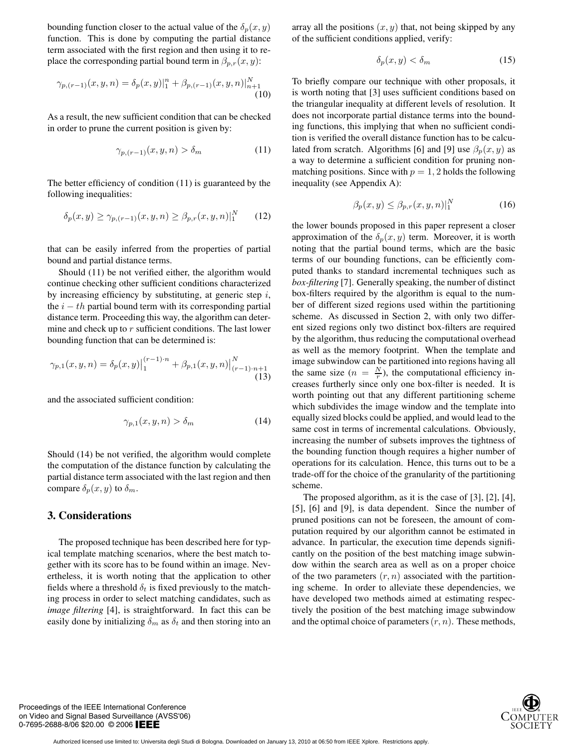bounding function closer to the actual value of the $\delta_p(x,y)$ function. This is done by computing the partial distance term associated with the first region and then using it to replace the corresponding partial bound term in $\beta_{p,r}(x,y)$:

$$\gamma_{p,(r-1)}(x,y,n) = \delta_p(x,y)|_1^n + \beta_{p,(r-1)}(x,y,n)|_{n+1}^N \tag{10}$$

As a result, the new sufficient condition that can be checked in order to prune the current position is given by:

$$\gamma_{p,(r-1)}(x,y,n) > \delta_m \tag{11}$$

The better efficiency of condition (11) is guaranteed by the following inequalities:

$$\delta_p(x,y) \geq \gamma_{p,(r-1)}(x,y,n) \geq \beta_{p,r}(x,y,n)|_1^N \tag{12}$$

that can be easily inferred from the properties of partial bound and partial distance terms.

Should (11) be not verified either, the algorithm would continue checking other sufficient conditions characterized by increasing efficiency by substituting, at generic step $i$, the $i-th$ partial bound term with its corresponding partial distance term. Proceeding this way, the algorithm can determine and check up to $r$ sufficient conditions. The last lower bounding function that can be determined is:

$$\gamma_{p,1}(x,y,n) = \delta_p(x,y)\big|_1^{(r-1)\cdot n} + \beta_{p,1}(x,y,n)\big|_{(r-1)\cdot n+1}^N \tag{13}$$

and the associated sufficient condition:

$$\gamma_{p,1}(x,y,n) > \delta_m \tag{14}$$

Should (14) be not verified, the algorithm would complete the computation of the distance function by calculating the partial distance term associated with the last region and then compare $\delta_p(x,y)$ to $\delta_m$.

## 3. Considerations

The proposed technique has been described here for typical template matching scenarios, where the best match together with its score has to be found within an image. Nevertheless, it is worth noting that the application to other fields where a threshold $\delta_t$ is fixed previously to the matching process in order to select matching candidates, such as *image filtering* [4], is straightforward. In fact this can be easily done by initializing $\delta_m$ as $\delta_t$ and then storing into an array all the positions $(x,y)$ that, not being skipped by any of the sufficient conditions applied, verify:

$$\delta_p(x,y) < \delta_m \tag{15}$$

To briefly compare our technique with other proposals, it is worth noting that [3] uses sufficient conditions based on the triangular inequality at different levels of resolution. It does not incorporate partial distance terms into the bounding functions, this implying that when no sufficient condition is verified the overall distance function has to be calculated from scratch. Algorithms [6] and [9] use $\beta_p(x,y)$ as a way to determine a sufficient condition for pruning non-matching positions. Since with $p = 1, 2$ holds the following inequality (see Appendix A):

$$\beta_p(x,y) \leq \beta_{p,r}(x,y,n)|_1^N \tag{16}$$

the lower bounds proposed in this paper represent a closer approximation of the $\delta_p(x,y)$ term. Moreover, it is worth noting that the partial bound terms, which are the basic terms of our bounding functions, can be efficiently computed thanks to standard incremental techniques such as *box-filtering* [7]. Generally speaking, the number of distinct box-filters required by the algorithm is equal to the number of different sized regions used within the partitioning scheme. As discussed in Section 2, with only two different sized regions only two distinct box-filters are required by the algorithm, thus reducing the computational overhead as well as the memory footprint. When the template and image subwindow can be partitioned into regions having all the same size ($n = \frac{N}{r}$), the computational efficiency increases furtherly since only one box-filter is needed. It is worth pointing out that any different partitioning scheme which subdivides the image window and the template into equally sized blocks could be applied, and would lead to the same cost in terms of incremental calculations. Obviously, increasing the number of subsets improves the tightness of the bounding function though requires a higher number of operations for its calculation. Hence, this turns out to be a trade-off for the choice of the granularity of the partitioning scheme.

The proposed algorithm, as it is the case of [3], [2], [4], [5], [6] and [9], is data dependent. Since the number of pruned positions can not be foreseen, the amount of computation required by our algorithm cannot be estimated in advance. In particular, the execution time depends significantly on the position of the best matching image subwindow within the search area as well as on a proper choice of the two parameters $(r,n)$ associated with the partitioning scheme. In order to alleviate these dependencies, we have developed two methods aimed at estimating respectively the position of the best matching image subwindow and the optimal choice of parameters $(r,n)$. These methods,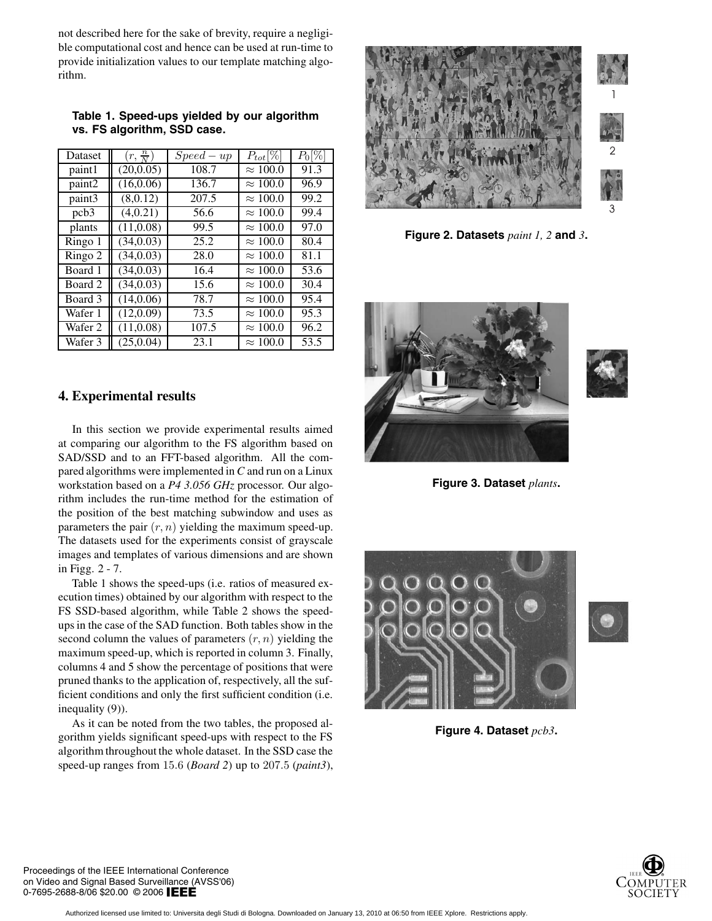not described here for the sake of brevity, require a negligible computational cost and hence can be used at run-time to provide initialization values to our template matching algorithm.

**Table 1. Speed-ups yielded by our algorithm vs. FS algorithm, SSD case.**

| Dataset | $(r, \frac{n}{N})$ | $Speed - up$ | $P_{tot}[\%]$ | $P_0[\%]$ |
|---|---|---|---|---|
| paint1 | (20,0.05) | 108.7 | $\approx 100.0$ | 91.3 |
| paint2 | (16,0.06) | 136.7 | $\approx 100.0$ | 96.9 |
| paint3 | (8,0.12) | 207.5 | $\approx 100.0$ | 99.2 |
| pcb3 | (4,0.21) | 56.6 | $\approx 100.0$ | 99.4 |
| plants | (11,0.08) | 99.5 | $\approx 100.0$ | 97.0 |
| Ringo 1 | (34,0.03) | 25.2 | $\approx 100.0$ | 80.4 |
| Ringo 2 | (34,0.03) | 28.0 | $\approx 100.0$ | 81.1 |
| Board 1 | (34,0.03) | 16.4 | $\approx 100.0$ | 53.6 |
| Board 2 | (34,0.03) | 15.6 | $\approx 100.0$ | 30.4 |
| Board 3 | (14,0.06) | 78.7 | $\approx 100.0$ | 95.4 |
| Wafer 1 | (12,0.09) | 73.5 | $\approx 100.0$ | 95.3 |
| Wafer 2 | (11,0.08) | 107.5 | $\approx 100.0$ | 96.2 |
| Wafer 3 | (25,0.04) | 23.1 | $\approx 100.0$ | 53.5 |

## 4. Experimental results

In this section we provide experimental results aimed at comparing our algorithm to the FS algorithm based on SAD/SSD and to an FFT-based algorithm. All the compared algorithms were implemented in *C* and run on a Linux workstation based on a *P4 3.056 GHz* processor. Our algorithm includes the run-time method for the estimation of the position of the best matching subwindow and uses as parameters the pair $(r, n)$ yielding the maximum speed-up. The datasets used for the experiments consist of grayscale images and templates of various dimensions and are shown in Figg. 2 - 7.

Table 1 shows the speed-ups (i.e. ratios of measured execution times) obtained by our algorithm with respect to the FS SSD-based algorithm, while Table 2 shows the speed-ups in the case of the SAD function. Both tables show in the second column the values of parameters $(r, n)$ yielding the maximum speed-up, which is reported in column 3. Finally, columns 4 and 5 show the percentage of positions that were pruned thanks to the application of, respectively, all the sufficient conditions and only the first sufficient condition (i.e. inequality (9)).

As it can be noted from the two tables, the proposed algorithm yields significant speed-ups with respect to the FS algorithm throughout the whole dataset. In the SSD case the speed-up ranges from $15.6$ (*Board 2*) up to $207.5$ (*paint3*),

**Figure 2. Datasets** *paint 1, 2* **and** *3***.**

**Figure 3. Dataset** *plants***.**

**Figure 4. Dataset** *pcb3***.**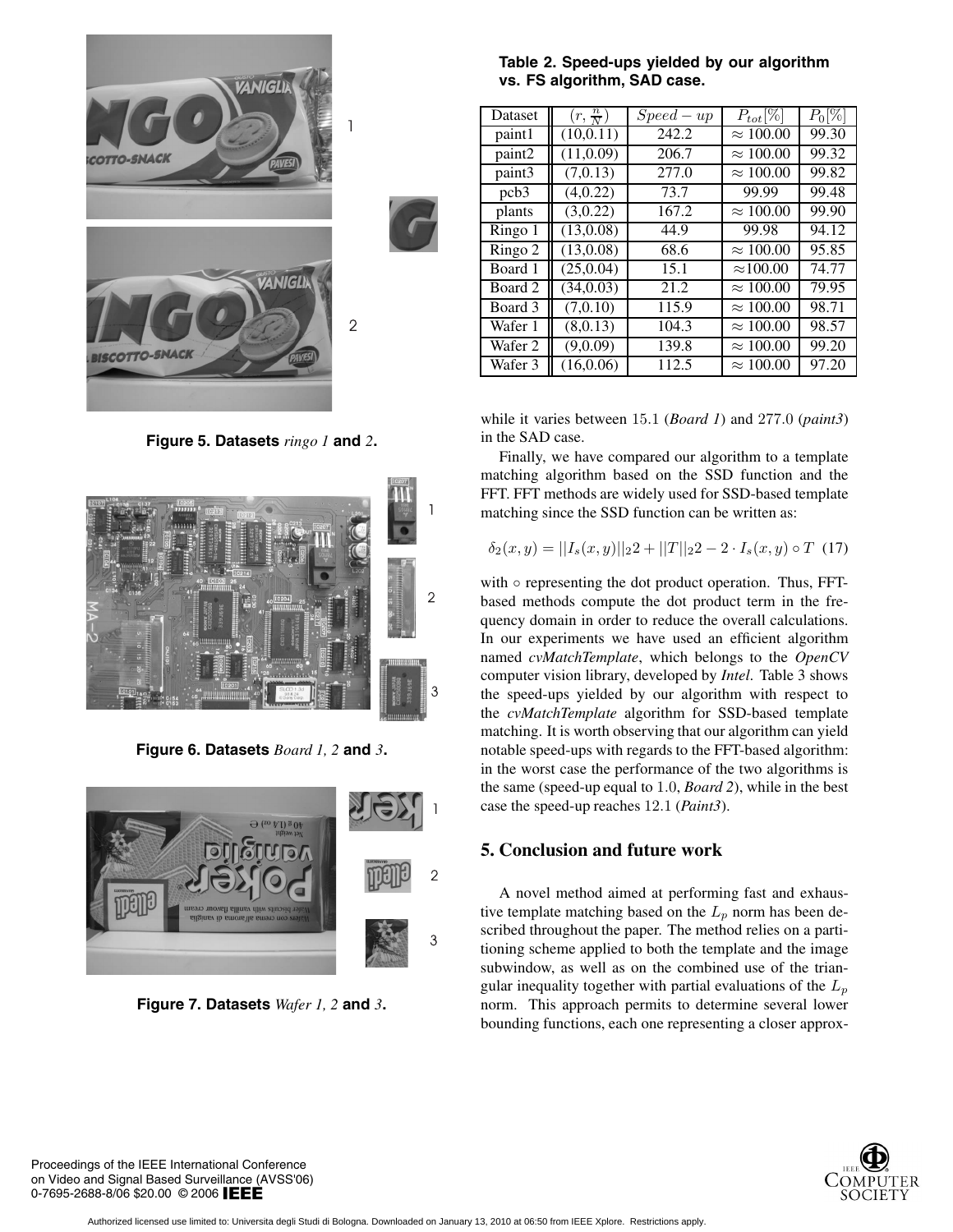Figure 5. Datasets *ringo 1* and *2*.

Figure 6. Datasets *Board 1, 2* and *3*.

Figure 7. Datasets *Wafer 1, 2* and *3*.

**Table 2. Speed-ups yielded by our algorithm vs. FS algorithm, SAD case.**

| Dataset | $(r, \frac{n}{N})$ | $Speed-up$ | $P_{tot}[\%]$ | $P_0[\%]$ |
|---|---|---|---|---|
| paint1 | (10,0.11) | 242.2 | $\approx 100.00$ | 99.30 |
| paint2 | (11,0.09) | 206.7 | $\approx 100.00$ | 99.32 |
| paint3 | (7,0.13) | 277.0 | $\approx 100.00$ | 99.82 |
| pcb3 | (4,0.22) | 73.7 | 99.99 | 99.48 |
| plants | (3,0.22) | 167.2 | $\approx 100.00$ | 99.90 |
| Ringo 1 | (13,0.08) | 44.9 | 99.98 | 94.12 |
| Ringo 2 | (13,0.08) | 68.6 | $\approx 100.00$ | 95.85 |
| Board 1 | (25,0.04) | 15.1 | $\approx 100.00$ | 74.77 |
| Board 2 | (34,0.03) | 21.2 | $\approx 100.00$ | 79.95 |
| Board 3 | (7,0.10) | 115.9 | $\approx 100.00$ | 98.71 |
| Wafer 1 | (8,0.13) | 104.3 | $\approx 100.00$ | 98.57 |
| Wafer 2 | (9,0.09) | 139.8 | $\approx 100.00$ | 99.20 |
| Wafer 3 | (16,0.06) | 112.5 | $\approx 100.00$ | 97.20 |

while it varies between 15.1 (*Board 1*) and 277.0 (*paint3*) in the SAD case.

Finally, we have compared our algorithm to a template matching algorithm based on the SSD function and the FFT. FFT methods are widely used for SSD-based template matching since the SSD function can be written as:

$$\delta_2(x, y) = ||I_s(x, y)||_2 2 + ||T||_2 2 - 2 \cdot I_s(x, y) \circ T \quad (17)$$

with $\circ$ representing the dot product operation. Thus, FFT-based methods compute the dot product term in the frequency domain in order to reduce the overall calculations. In our experiments we have used an efficient algorithm named *cvMatchTemplate*, which belongs to the *OpenCV* computer vision library, developed by *Intel*. Table 3 shows the speed-ups yielded by our algorithm with respect to the *cvMatchTemplate* algorithm for SSD-based template matching. It is worth observing that our algorithm can yield notable speed-ups with regards to the FFT-based algorithm: in the worst case the performance of the two algorithms is the same (speed-up equal to 1.0, *Board 2*), while in the best case the speed-up reaches 12.1 (*Paint3*).

## 5. Conclusion and future work

A novel method aimed at performing fast and exhaustive template matching based on the $L_p$ norm has been described throughout the paper. The method relies on a partitioning scheme applied to both the template and the image subwindow, as well as on the combined use of the triangular inequality together with partial evaluations of the $L_p$ norm. This approach permits to determine several lower bounding functions, each one representing a closer approx-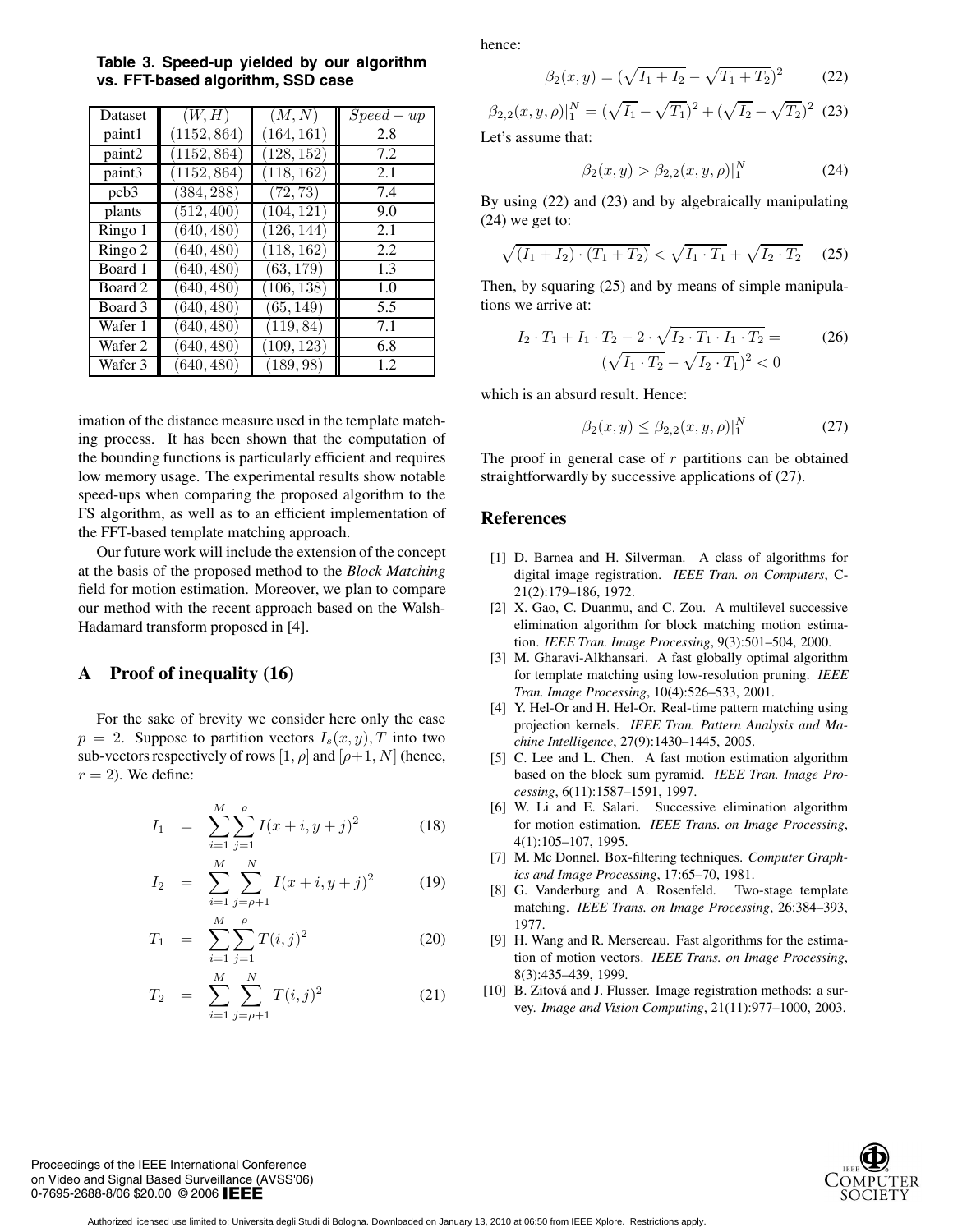**Table 3. Speed-up yielded by our algorithm vs. FFT-based algorithm, SSD case**

| Dataset | $(W, H)$ | $(M, N)$ | $Speed-up$ |
|---|---|---|---|
| paint1 | $(1152, 864)$ | $(164, 161)$ | 2.8 |
| paint2 | $(1152, 864)$ | $(128, 152)$ | 7.2 |
| paint3 | $(1152, 864)$ | $(118, 162)$ | 2.1 |
| pcb3 | $(384, 288)$ | $(72, 73)$ | 7.4 |
| plants | $(512, 400)$ | $(104, 121)$ | 9.0 |
| Ringo 1 | $(640, 480)$ | $(126, 144)$ | 2.1 |
| Ringo 2 | $(640, 480)$ | $(118, 162)$ | 2.2 |
| Board 1 | $(640, 480)$ | $(63, 179)$ | 1.3 |
| Board 2 | $(640, 480)$ | $(106, 138)$ | 1.0 |
| Board 3 | $(640, 480)$ | $(65, 149)$ | 5.5 |
| Wafer 1 | $(640, 480)$ | $(119, 84)$ | 7.1 |
| Wafer 2 | $(640, 480)$ | $(109, 123)$ | 6.8 |
| Wafer 3 | $(640, 480)$ | $(189, 98)$ | 1.2 |

imation of the distance measure used in the template matching process. It has been shown that the computation of the bounding functions is particularly efficient and requires low memory usage. The experimental results show notable speed-ups when comparing the proposed algorithm to the FS algorithm, as well as to an efficient implementation of the FFT-based template matching approach.

Our future work will include the extension of the concept at the basis of the proposed method to the *Block Matching* field for motion estimation. Moreover, we plan to compare our method with the recent approach based on the Walsh-Hadamard transform proposed in [4].

## A Proof of inequality (16)

For the sake of brevity we consider here only the case $p = 2$. Suppose to partition vectors $I_s(x, y), T$ into two sub-vectors respectively of rows $[1, \rho]$ and $[\rho+1, N]$ (hence, $r = 2$). We define:

$$I_1 = \sum_{i=1}^{M} \sum_{j=1}^{\rho} I(x+i, y+j)^2 \tag{18}$$

$$I_2 = \sum_{i=1}^{M} \sum_{j=\rho+1}^{N} I(x+i, y+j)^2 \tag{19}$$

$$T_1 = \sum_{i=1}^{M} \sum_{j=1}^{\rho} T(i,j)^2 \tag{20}$$

$$T_2 = \sum_{i=1}^{M} \sum_{j=\rho+1}^{N} T(i,j)^2 \tag{21}$$

hence:

$$\beta_2(x, y) = (\sqrt{I_1 + I_2} - \sqrt{T_1 + T_2})^2 \tag{22}$$

$$\beta_{2,2}(x, y, \rho)|_1^N = (\sqrt{I_1} - \sqrt{T_1})^2 + (\sqrt{I_2} - \sqrt{T_2})^2 \tag{23}$$

Let's assume that:

$$\beta_2(x, y) > \beta_{2,2}(x, y, \rho)|_1^N \tag{24}$$

By using (22) and (23) and by algebraically manipulating (24) we get to:

$$\sqrt{(I_1 + I_2) \cdot (T_1 + T_2)} < \sqrt{I_1 \cdot T_1} + \sqrt{I_2 \cdot T_2} \tag{25}$$

Then, by squaring (25) and by means of simple manipulations we arrive at:

$$I_2 \cdot T_1 + I_1 \cdot T_2 - 2 \cdot \sqrt{I_2 \cdot T_1 \cdot I_1 \cdot T_2} = (\sqrt{I_1 \cdot T_2} - \sqrt{I_2 \cdot T_1})^2 < 0 \tag{26}$$

which is an absurd result. Hence:

$$\beta_2(x, y) \leq \beta_{2,2}(x, y, \rho)|_1^N \tag{27}$$

The proof in general case of $r$ partitions can be obtained straightforwardly by successive applications of (27).

## References

[1] D. Barnea and H. Silverman. A class of algorithms for digital image registration. *IEEE Tran. on Computers*, C-21(2):179–186, 1972.

[2] X. Gao, C. Duanmu, and C. Zou. A multilevel successive elimination algorithm for block matching motion estimation. *IEEE Tran. Image Processing*, 9(3):501–504, 2000.

[3] M. Gharavi-Alkhansari. A fast globally optimal algorithm for template matching using low-resolution pruning. *IEEE Tran. Image Processing*, 10(4):526–533, 2001.

[4] Y. Hel-Or and H. Hel-Or. Real-time pattern matching using projection kernels. *IEEE Tran. Pattern Analysis and Machine Intelligence*, 27(9):1430–1445, 2005.

[5] C. Lee and L. Chen. A fast motion estimation algorithm based on the block sum pyramid. *IEEE Tran. Image Processing*, 6(11):1587–1591, 1997.

[6] W. Li and E. Salari. Successive elimination algorithm for motion estimation. *IEEE Trans. on Image Processing*, 4(1):105–107, 1995.

[7] M. Mc Donnel. Box-filtering techniques. *Computer Graphics and Image Processing*, 17:65–70, 1981.

[8] G. Vanderburg and A. Rosenfeld. Two-stage template matching. *IEEE Trans. on Image Processing*, 26:384–393, 1977.

[9] H. Wang and R. Mersereau. Fast algorithms for the estimation of motion vectors. *IEEE Trans. on Image Processing*, 8(3):435–439, 1999.

[10] B. Zitová and J. Flusser. Image registration methods: a survey. *Image and Vision Computing*, 21(11):977–1000, 2003.